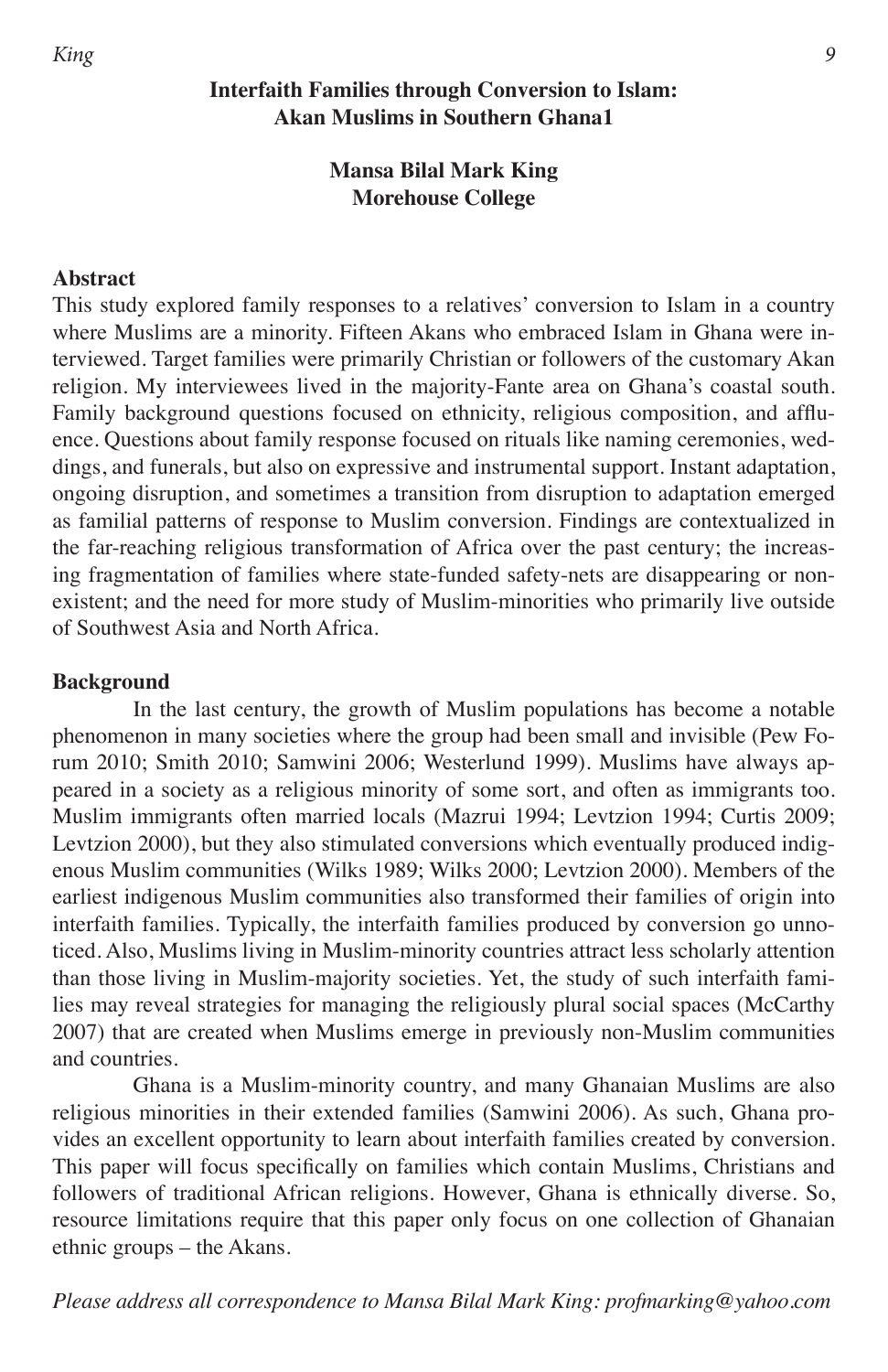# Interfaith Families through Conversion to Islam: Akan Muslims in Southern Ghana1

**Mansa Bilal Mark King**
**Morehouse College**

## Abstract

This study explored family responses to a relatives' conversion to Islam in a country where Muslims are a minority. Fifteen Akans who embraced Islam in Ghana were interviewed. Target families were primarily Christian or followers of the customary Akan religion. My interviewees lived in the majority-Fante area on Ghana's coastal south. Family background questions focused on ethnicity, religious composition, and affluence. Questions about family response focused on rituals like naming ceremonies, weddings, and funerals, but also on expressive and instrumental support. Instant adaptation, ongoing disruption, and sometimes a transition from disruption to adaptation emerged as familial patterns of response to Muslim conversion. Findings are contextualized in the far-reaching religious transformation of Africa over the past century; the increasing fragmentation of families where state-funded safety-nets are disappearing or nonexistent; and the need for more study of Muslim-minorities who primarily live outside of Southwest Asia and North Africa.

## Background

In the last century, the growth of Muslim populations has become a notable phenomenon in many societies where the group had been small and invisible (Pew Forum 2010; Smith 2010; Samwini 2006; Westerlund 1999). Muslims have always appeared in a society as a religious minority of some sort, and often as immigrants too. Muslim immigrants often married locals (Mazrui 1994; Levtzion 1994; Curtis 2009; Levtzion 2000), but they also stimulated conversions which eventually produced indigenous Muslim communities (Wilks 1989; Wilks 2000; Levtzion 2000). Members of the earliest indigenous Muslim communities also transformed their families of origin into interfaith families. Typically, the interfaith families produced by conversion go unnoticed. Also, Muslims living in Muslim-minority countries attract less scholarly attention than those living in Muslim-majority societies. Yet, the study of such interfaith families may reveal strategies for managing the religiously plural social spaces (McCarthy 2007) that are created when Muslims emerge in previously non-Muslim communities and countries.

Ghana is a Muslim-minority country, and many Ghanaian Muslims are also religious minorities in their extended families (Samwini 2006). As such, Ghana provides an excellent opportunity to learn about interfaith families created by conversion. This paper will focus specifically on families which contain Muslims, Christians and followers of traditional African religions. However, Ghana is ethnically diverse. So, resource limitations require that this paper only focus on one collection of Ghanaian ethnic groups – the Akans.

*Please address all correspondence to Mansa Bilal Mark King: profmarking@yahoo.com*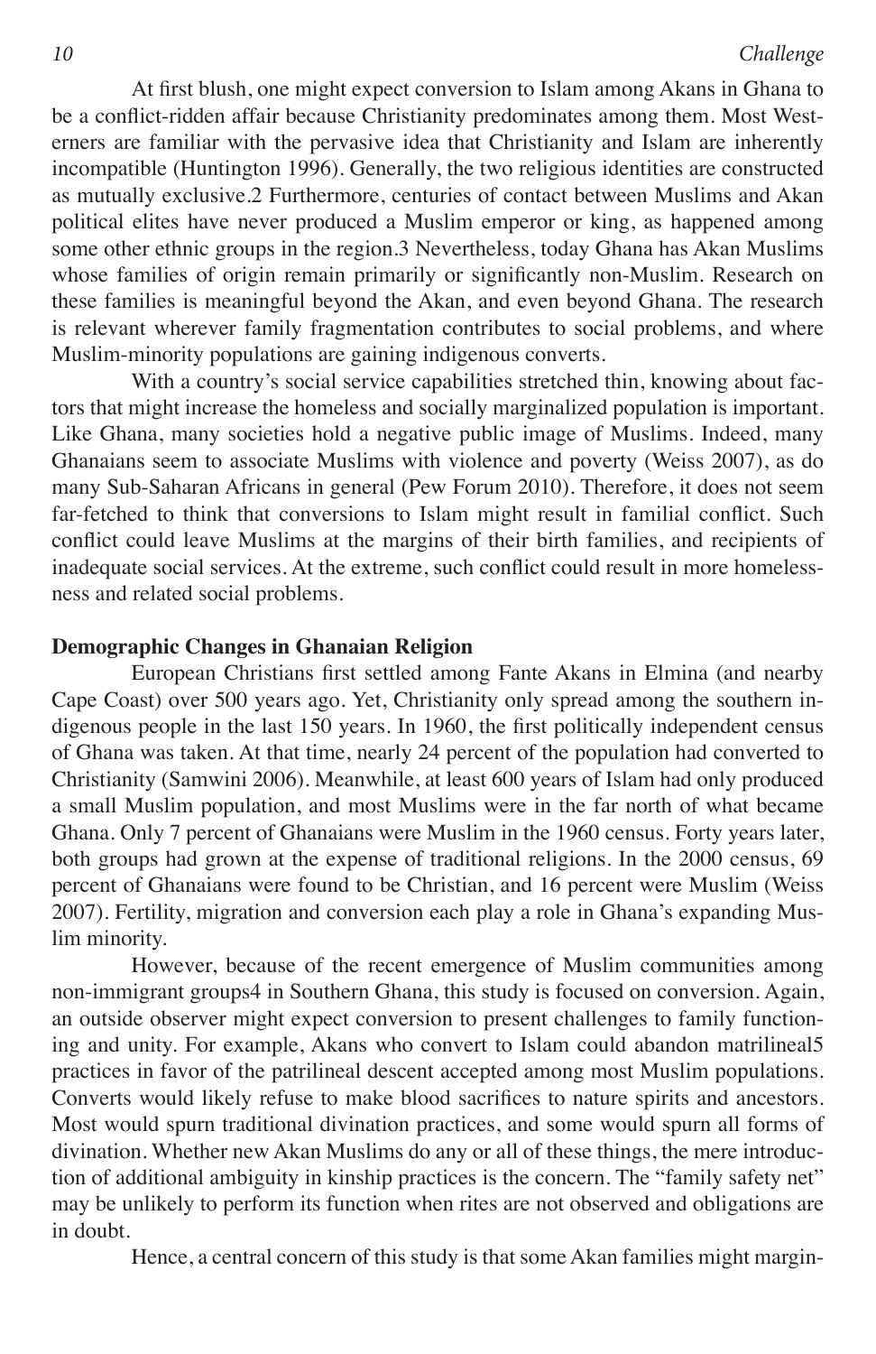At first blush, one might expect conversion to Islam among Akans in Ghana to be a conflict-ridden affair because Christianity predominates among them. Most Westerners are familiar with the pervasive idea that Christianity and Islam are inherently incompatible (Huntington 1996). Generally, the two religious identities are constructed as mutually exclusive.[2] Furthermore, centuries of contact between Muslims and Akan political elites have never produced a Muslim emperor or king, as happened among some other ethnic groups in the region.[3] Nevertheless, today Ghana has Akan Muslims whose families of origin remain primarily or significantly non-Muslim. Research on these families is meaningful beyond the Akan, and even beyond Ghana. The research is relevant wherever family fragmentation contributes to social problems, and where Muslim-minority populations are gaining indigenous converts.

With a country's social service capabilities stretched thin, knowing about factors that might increase the homeless and socially marginalized population is important. Like Ghana, many societies hold a negative public image of Muslims. Indeed, many Ghanaians seem to associate Muslims with violence and poverty (Weiss 2007), as do many Sub-Saharan Africans in general (Pew Forum 2010). Therefore, it does not seem far-fetched to think that conversions to Islam might result in familial conflict. Such conflict could leave Muslims at the margins of their birth families, and recipients of inadequate social services. At the extreme, such conflict could result in more homelessness and related social problems.

**Demographic Changes in Ghanaian Religion**

European Christians first settled among Fante Akans in Elmina (and nearby Cape Coast) over 500 years ago. Yet, Christianity only spread among the southern indigenous people in the last 150 years. In 1960, the first politically independent census of Ghana was taken. At that time, nearly 24 percent of the population had converted to Christianity (Samwini 2006). Meanwhile, at least 600 years of Islam had only produced a small Muslim population, and most Muslims were in the far north of what became Ghana. Only 7 percent of Ghanaians were Muslim in the 1960 census. Forty years later, both groups had grown at the expense of traditional religions. In the 2000 census, 69 percent of Ghanaians were found to be Christian, and 16 percent were Muslim (Weiss 2007). Fertility, migration and conversion each play a role in Ghana's expanding Muslim minority.

However, because of the recent emergence of Muslim communities among non-immigrant groups[4] in Southern Ghana, this study is focused on conversion. Again, an outside observer might expect conversion to present challenges to family functioning and unity. For example, Akans who convert to Islam could abandon matrilineal[5] practices in favor of the patrilineal descent accepted among most Muslim populations. Converts would likely refuse to make blood sacrifices to nature spirits and ancestors. Most would spurn traditional divination practices, and some would spurn all forms of divination. Whether new Akan Muslims do any or all of these things, the mere introduction of additional ambiguity in kinship practices is the concern. The "family safety net" may be unlikely to perform its function when rites are not observed and obligations are in doubt.

Hence, a central concern of this study is that some Akan families might margin-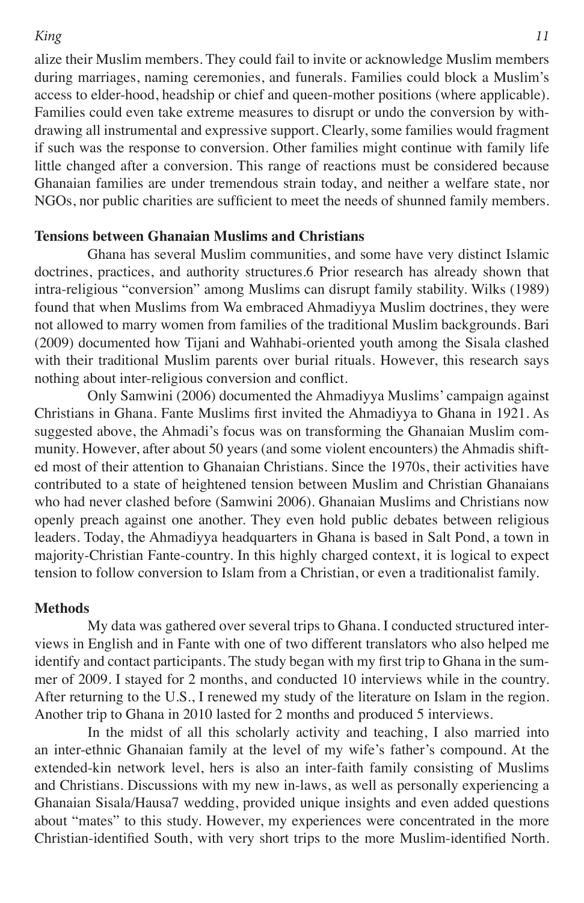alize their Muslim members. They could fail to invite or acknowledge Muslim members during marriages, naming ceremonies, and funerals. Families could block a Muslim's access to elder-hood, headship or chief and queen-mother positions (where applicable). Families could even take extreme measures to disrupt or undo the conversion by withdrawing all instrumental and expressive support. Clearly, some families would fragment if such was the response to conversion. Other families might continue with family life little changed after a conversion. This range of reactions must be considered because Ghanaian families are under tremendous strain today, and neither a welfare state, nor NGOs, nor public charities are sufficient to meet the needs of shunned family members.

### Tensions between Ghanaian Muslims and Christians

Ghana has several Muslim communities, and some have very distinct Islamic doctrines, practices, and authority structures.[6] Prior research has already shown that intra-religious "conversion" among Muslims can disrupt family stability. Wilks (1989) found that when Muslims from Wa embraced Ahmadiyya Muslim doctrines, they were not allowed to marry women from families of the traditional Muslim backgrounds. Bari (2009) documented how Tijani and Wahhabi-oriented youth among the Sisala clashed with their traditional Muslim parents over burial rituals. However, this research says nothing about inter-religious conversion and conflict.

Only Samwini (2006) documented the Ahmadiyya Muslims' campaign against Christians in Ghana. Fante Muslims first invited the Ahmadiyya to Ghana in 1921. As suggested above, the Ahmadi's focus was on transforming the Ghanaian Muslim community. However, after about 50 years (and some violent encounters) the Ahmadis shifted most of their attention to Ghanaian Christians. Since the 1970s, their activities have contributed to a state of heightened tension between Muslim and Christian Ghanaians who had never clashed before (Samwini 2006). Ghanaian Muslims and Christians now openly preach against one another. They even hold public debates between religious leaders. Today, the Ahmadiyya headquarters in Ghana is based in Salt Pond, a town in majority-Christian Fante-country. In this highly charged context, it is logical to expect tension to follow conversion to Islam from a Christian, or even a traditionalist family.

### Methods

My data was gathered over several trips to Ghana. I conducted structured interviews in English and in Fante with one of two different translators who also helped me identify and contact participants. The study began with my first trip to Ghana in the summer of 2009. I stayed for 2 months, and conducted 10 interviews while in the country. After returning to the U.S., I renewed my study of the literature on Islam in the region. Another trip to Ghana in 2010 lasted for 2 months and produced 5 interviews.

In the midst of all this scholarly activity and teaching, I also married into an inter-ethnic Ghanaian family at the level of my wife's father's compound. At the extended-kin network level, hers is also an inter-faith family consisting of Muslims and Christians. Discussions with my new in-laws, as well as personally experiencing a Ghanaian Sisala/Hausa[7] wedding, provided unique insights and even added questions about "mates" to this study. However, my experiences were concentrated in the more Christian-identified South, with very short trips to the more Muslim-identified North.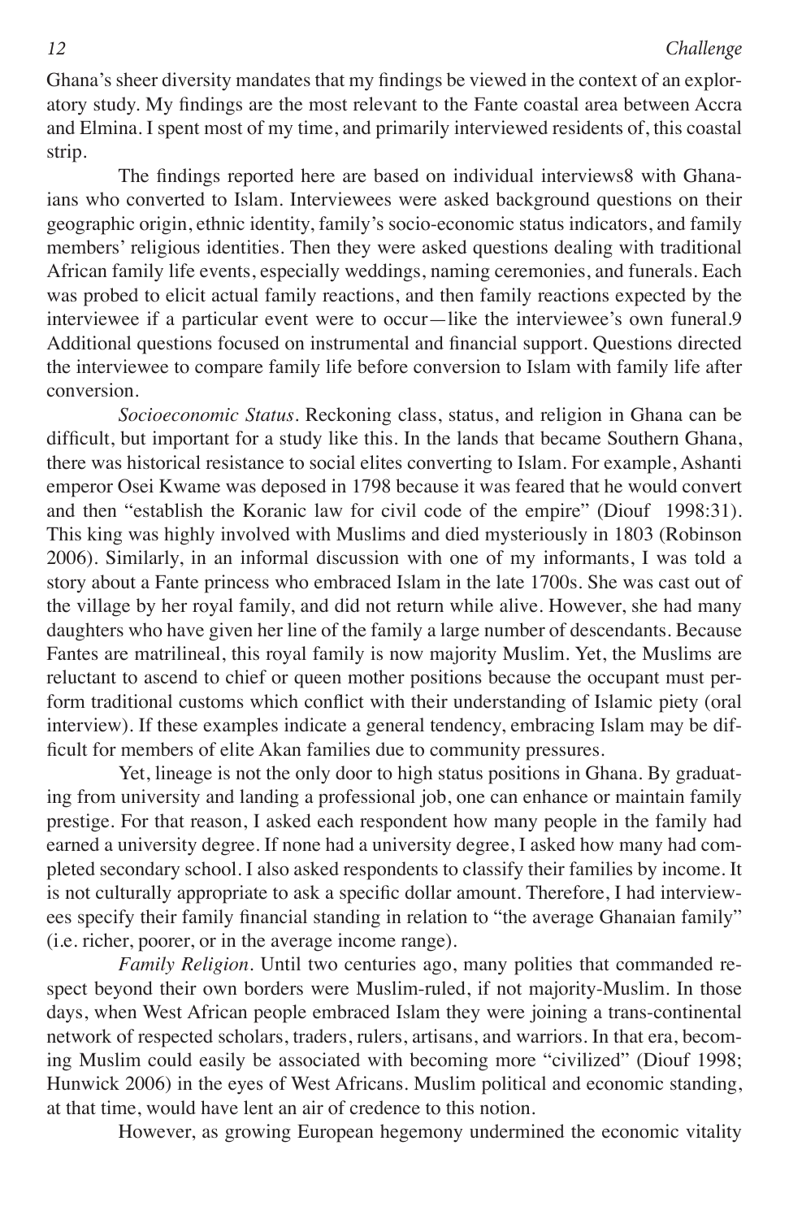Ghana's sheer diversity mandates that my findings be viewed in the context of an exploratory study. My findings are the most relevant to the Fante coastal area between Accra and Elmina. I spent most of my time, and primarily interviewed residents of, this coastal strip.

The findings reported here are based on individual interviews[8] with Ghanaians who converted to Islam. Interviewees were asked background questions on their geographic origin, ethnic identity, family's socio-economic status indicators, and family members' religious identities. Then they were asked questions dealing with traditional African family life events, especially weddings, naming ceremonies, and funerals. Each was probed to elicit actual family reactions, and then family reactions expected by the interviewee if a particular event were to occur—like the interviewee's own funeral.[9] Additional questions focused on instrumental and financial support. Questions directed the interviewee to compare family life before conversion to Islam with family life after conversion.

*Socioeconomic Status*. Reckoning class, status, and religion in Ghana can be difficult, but important for a study like this. In the lands that became Southern Ghana, there was historical resistance to social elites converting to Islam. For example, Ashanti emperor Osei Kwame was deposed in 1798 because it was feared that he would convert and then "establish the Koranic law for civil code of the empire" (Diouf 1998:31). This king was highly involved with Muslims and died mysteriously in 1803 (Robinson 2006). Similarly, in an informal discussion with one of my informants, I was told a story about a Fante princess who embraced Islam in the late 1700s. She was cast out of the village by her royal family, and did not return while alive. However, she had many daughters who have given her line of the family a large number of descendants. Because Fantes are matrilineal, this royal family is now majority Muslim. Yet, the Muslims are reluctant to ascend to chief or queen mother positions because the occupant must perform traditional customs which conflict with their understanding of Islamic piety (oral interview). If these examples indicate a general tendency, embracing Islam may be difficult for members of elite Akan families due to community pressures.

Yet, lineage is not the only door to high status positions in Ghana. By graduating from university and landing a professional job, one can enhance or maintain family prestige. For that reason, I asked each respondent how many people in the family had earned a university degree. If none had a university degree, I asked how many had completed secondary school. I also asked respondents to classify their families by income. It is not culturally appropriate to ask a specific dollar amount. Therefore, I had interviewees specify their family financial standing in relation to "the average Ghanaian family" (i.e. richer, poorer, or in the average income range).

*Family Religion*. Until two centuries ago, many polities that commanded respect beyond their own borders were Muslim-ruled, if not majority-Muslim. In those days, when West African people embraced Islam they were joining a trans-continental network of respected scholars, traders, rulers, artisans, and warriors. In that era, becoming Muslim could easily be associated with becoming more "civilized" (Diouf 1998; Hunwick 2006) in the eyes of West Africans. Muslim political and economic standing, at that time, would have lent an air of credence to this notion.

However, as growing European hegemony undermined the economic vitality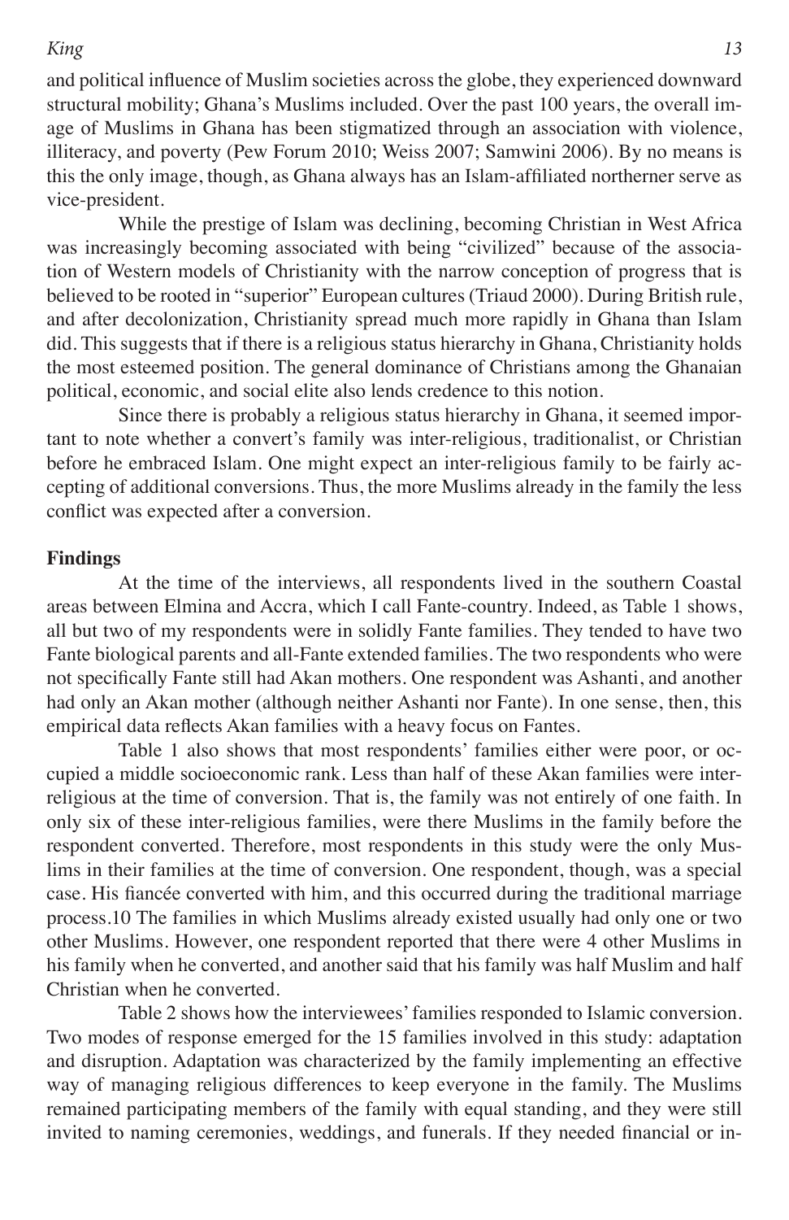and political influence of Muslim societies across the globe, they experienced downward structural mobility; Ghana's Muslims included. Over the past 100 years, the overall image of Muslims in Ghana has been stigmatized through an association with violence, illiteracy, and poverty (Pew Forum 2010; Weiss 2007; Samwini 2006). By no means is this the only image, though, as Ghana always has an Islam-affiliated northerner serve as vice-president.

While the prestige of Islam was declining, becoming Christian in West Africa was increasingly becoming associated with being "civilized" because of the association of Western models of Christianity with the narrow conception of progress that is believed to be rooted in "superior" European cultures (Triaud 2000). During British rule, and after decolonization, Christianity spread much more rapidly in Ghana than Islam did. This suggests that if there is a religious status hierarchy in Ghana, Christianity holds the most esteemed position. The general dominance of Christians among the Ghanaian political, economic, and social elite also lends credence to this notion.

Since there is probably a religious status hierarchy in Ghana, it seemed important to note whether a convert's family was inter-religious, traditionalist, or Christian before he embraced Islam. One might expect an inter-religious family to be fairly accepting of additional conversions. Thus, the more Muslims already in the family the less conflict was expected after a conversion.

**Findings**

At the time of the interviews, all respondents lived in the southern Coastal areas between Elmina and Accra, which I call Fante-country. Indeed, as Table 1 shows, all but two of my respondents were in solidly Fante families. They tended to have two Fante biological parents and all-Fante extended families. The two respondents who were not specifically Fante still had Akan mothers. One respondent was Ashanti, and another had only an Akan mother (although neither Ashanti nor Fante). In one sense, then, this empirical data reflects Akan families with a heavy focus on Fantes.

Table 1 also shows that most respondents' families either were poor, or occupied a middle socioeconomic rank. Less than half of these Akan families were inter-religious at the time of conversion. That is, the family was not entirely of one faith. In only six of these inter-religious families, were there Muslims in the family before the respondent converted. Therefore, most respondents in this study were the only Muslims in their families at the time of conversion. One respondent, though, was a special case. His fiancée converted with him, and this occurred during the traditional marriage process.10 The families in which Muslims already existed usually had only one or two other Muslims. However, one respondent reported that there were 4 other Muslims in his family when he converted, and another said that his family was half Muslim and half Christian when he converted.

Table 2 shows how the interviewees' families responded to Islamic conversion. Two modes of response emerged for the 15 families involved in this study: adaptation and disruption. Adaptation was characterized by the family implementing an effective way of managing religious differences to keep everyone in the family. The Muslims remained participating members of the family with equal standing, and they were still invited to naming ceremonies, weddings, and funerals. If they needed financial or in-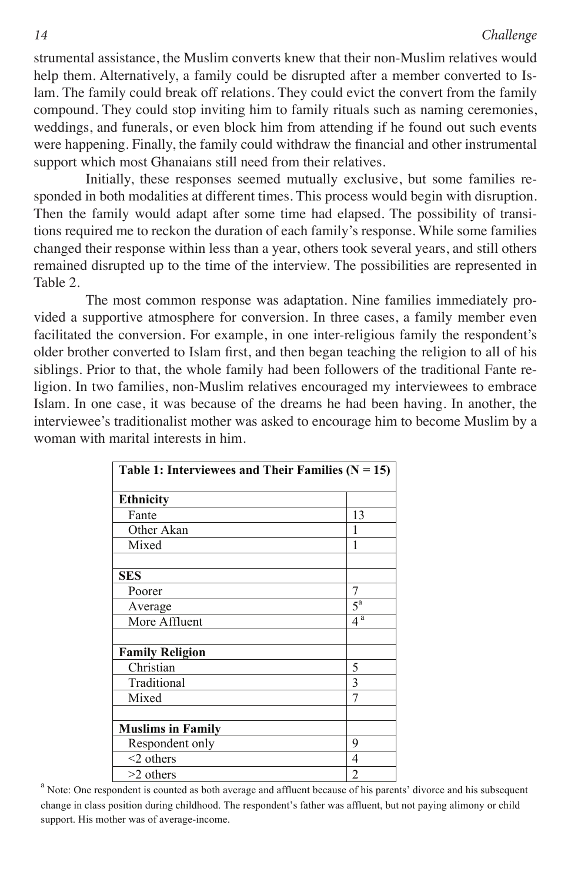strumental assistance, the Muslim converts knew that their non-Muslim relatives would help them. Alternatively, a family could be disrupted after a member converted to Islam. The family could break off relations. They could evict the convert from the family compound. They could stop inviting him to family rituals such as naming ceremonies, weddings, and funerals, or even block him from attending if he found out such events were happening. Finally, the family could withdraw the financial and other instrumental support which most Ghanaians still need from their relatives.

Initially, these responses seemed mutually exclusive, but some families responded in both modalities at different times. This process would begin with disruption. Then the family would adapt after some time had elapsed. The possibility of transitions required me to reckon the duration of each family's response. While some families changed their response within less than a year, others took several years, and still others remained disrupted up to the time of the interview. The possibilities are represented in Table 2.

The most common response was adaptation. Nine families immediately provided a supportive atmosphere for conversion. In three cases, a family member even facilitated the conversion. For example, in one inter-religious family the respondent's older brother converted to Islam first, and then began teaching the religion to all of his siblings. Prior to that, the whole family had been followers of the traditional Fante religion. In two families, non-Muslim relatives encouraged my interviewees to embrace Islam. In one case, it was because of the dreams he had been having. In another, the interviewee's traditionalist mother was asked to encourage him to become Muslim by a woman with marital interests in him.

| **Table 1: Interviewees and Their Families (N = 15)** | |
|---|---|
| **Ethnicity** | |
| Fante | 13 |
| Other Akan | 1 |
| Mixed | 1 |
| | |
| **SES** | |
| Poorer | 7 |
| Average | 5[a] |
| More Affluent | 4[a] |
| | |
| **Family Religion** | |
| Christian | 5 |
| Traditional | 3 |
| Mixed | 7 |
| | |
| **Muslims in Family** | |
| Respondent only | 9 |
| <2 others | 4 |
| >2 others | 2 |

[a] Note: One respondent is counted as both average and affluent because of his parents' divorce and his subsequent change in class position during childhood. The respondent's father was affluent, but not paying alimony or child support. His mother was of average-income.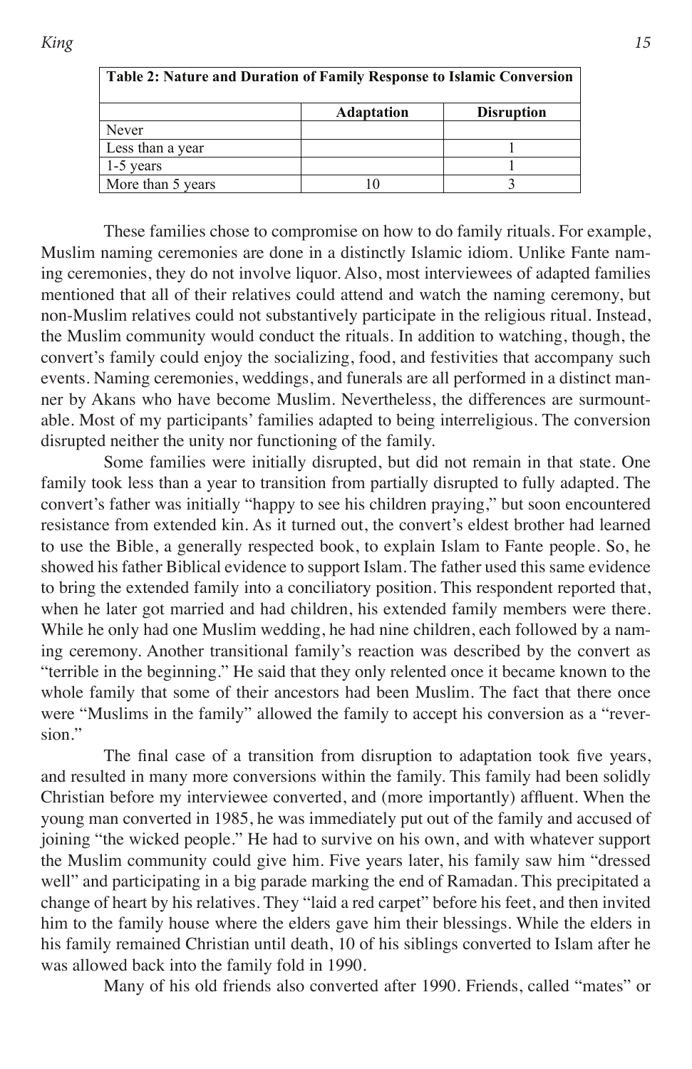**Table 2: Nature and Duration of Family Response to Islamic Conversion**

| | Adaptation | Disruption |
|---|---|---|
| Never | | |
| Less than a year | | 1 |
| 1-5 years | | 1 |
| More than 5 years | 10 | 3 |

These families chose to compromise on how to do family rituals. For example, Muslim naming ceremonies are done in a distinctly Islamic idiom. Unlike Fante naming ceremonies, they do not involve liquor. Also, most interviewees of adapted families mentioned that all of their relatives could attend and watch the naming ceremony, but non-Muslim relatives could not substantively participate in the religious ritual. Instead, the Muslim community would conduct the rituals. In addition to watching, though, the convert's family could enjoy the socializing, food, and festivities that accompany such events. Naming ceremonies, weddings, and funerals are all performed in a distinct manner by Akans who have become Muslim. Nevertheless, the differences are surmountable. Most of my participants' families adapted to being interreligious. The conversion disrupted neither the unity nor functioning of the family.

Some families were initially disrupted, but did not remain in that state. One family took less than a year to transition from partially disrupted to fully adapted. The convert's father was initially "happy to see his children praying," but soon encountered resistance from extended kin. As it turned out, the convert's eldest brother had learned to use the Bible, a generally respected book, to explain Islam to Fante people. So, he showed his father Biblical evidence to support Islam. The father used this same evidence to bring the extended family into a conciliatory position. This respondent reported that, when he later got married and had children, his extended family members were there. While he only had one Muslim wedding, he had nine children, each followed by a naming ceremony. Another transitional family's reaction was described by the convert as "terrible in the beginning." He said that they only relented once it became known to the whole family that some of their ancestors had been Muslim. The fact that there once were "Muslims in the family" allowed the family to accept his conversion as a "reversion."

The final case of a transition from disruption to adaptation took five years, and resulted in many more conversions within the family. This family had been solidly Christian before my interviewee converted, and (more importantly) affluent. When the young man converted in 1985, he was immediately put out of the family and accused of joining "the wicked people." He had to survive on his own, and with whatever support the Muslim community could give him. Five years later, his family saw him "dressed well" and participating in a big parade marking the end of Ramadan. This precipitated a change of heart by his relatives. They "laid a red carpet" before his feet, and then invited him to the family house where the elders gave him their blessings. While the elders in his family remained Christian until death, 10 of his siblings converted to Islam after he was allowed back into the family fold in 1990.

Many of his old friends also converted after 1990. Friends, called "mates" or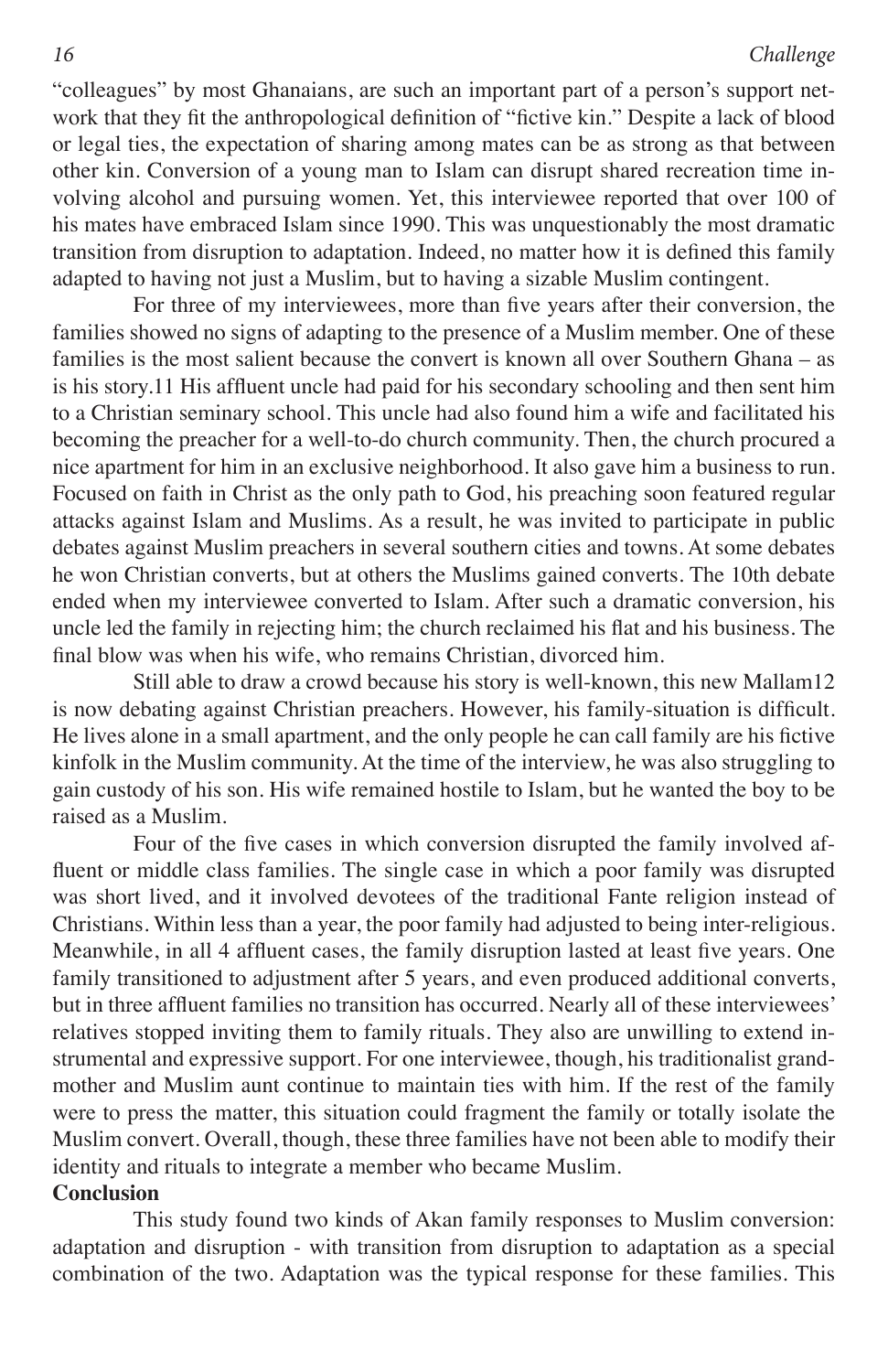"colleagues" by most Ghanaians, are such an important part of a person's support network that they fit the anthropological definition of "fictive kin." Despite a lack of blood or legal ties, the expectation of sharing among mates can be as strong as that between other kin. Conversion of a young man to Islam can disrupt shared recreation time involving alcohol and pursuing women. Yet, this interviewee reported that over 100 of his mates have embraced Islam since 1990. This was unquestionably the most dramatic transition from disruption to adaptation. Indeed, no matter how it is defined this family adapted to having not just a Muslim, but to having a sizable Muslim contingent.

For three of my interviewees, more than five years after their conversion, the families showed no signs of adapting to the presence of a Muslim member. One of these families is the most salient because the convert is known all over Southern Ghana – as is his story.[11] His affluent uncle had paid for his secondary schooling and then sent him to a Christian seminary school. This uncle had also found him a wife and facilitated his becoming the preacher for a well-to-do church community. Then, the church procured a nice apartment for him in an exclusive neighborhood. It also gave him a business to run. Focused on faith in Christ as the only path to God, his preaching soon featured regular attacks against Islam and Muslims. As a result, he was invited to participate in public debates against Muslim preachers in several southern cities and towns. At some debates he won Christian converts, but at others the Muslims gained converts. The 10th debate ended when my interviewee converted to Islam. After such a dramatic conversion, his uncle led the family in rejecting him; the church reclaimed his flat and his business. The final blow was when his wife, who remains Christian, divorced him.

Still able to draw a crowd because his story is well-known, this new Mallam[12] is now debating against Christian preachers. However, his family-situation is difficult. He lives alone in a small apartment, and the only people he can call family are his fictive kinfolk in the Muslim community. At the time of the interview, he was also struggling to gain custody of his son. His wife remained hostile to Islam, but he wanted the boy to be raised as a Muslim.

Four of the five cases in which conversion disrupted the family involved affluent or middle class families. The single case in which a poor family was disrupted was short lived, and it involved devotees of the traditional Fante religion instead of Christians. Within less than a year, the poor family had adjusted to being inter-religious. Meanwhile, in all 4 affluent cases, the family disruption lasted at least five years. One family transitioned to adjustment after 5 years, and even produced additional converts, but in three affluent families no transition has occurred. Nearly all of these interviewees' relatives stopped inviting them to family rituals. They also are unwilling to extend instrumental and expressive support. For one interviewee, though, his traditionalist grandmother and Muslim aunt continue to maintain ties with him. If the rest of the family were to press the matter, this situation could fragment the family or totally isolate the Muslim convert. Overall, though, these three families have not been able to modify their identity and rituals to integrate a member who became Muslim.

## Conclusion

This study found two kinds of Akan family responses to Muslim conversion: adaptation and disruption - with transition from disruption to adaptation as a special combination of the two. Adaptation was the typical response for these families. This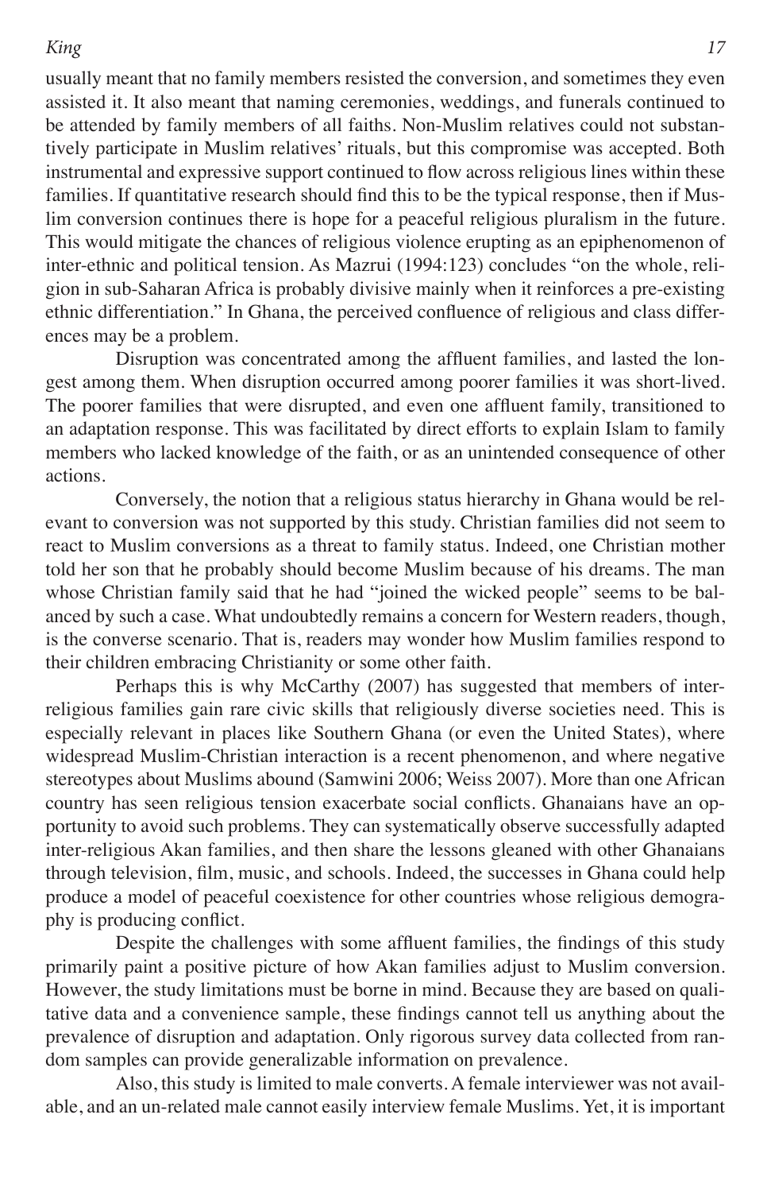usually meant that no family members resisted the conversion, and sometimes they even assisted it. It also meant that naming ceremonies, weddings, and funerals continued to be attended by family members of all faiths. Non-Muslim relatives could not substantively participate in Muslim relatives' rituals, but this compromise was accepted. Both instrumental and expressive support continued to flow across religious lines within these families. If quantitative research should find this to be the typical response, then if Muslim conversion continues there is hope for a peaceful religious pluralism in the future. This would mitigate the chances of religious violence erupting as an epiphenomenon of inter-ethnic and political tension. As Mazrui (1994:123) concludes "on the whole, religion in sub-Saharan Africa is probably divisive mainly when it reinforces a pre-existing ethnic differentiation." In Ghana, the perceived confluence of religious and class differences may be a problem.

Disruption was concentrated among the affluent families, and lasted the longest among them. When disruption occurred among poorer families it was short-lived. The poorer families that were disrupted, and even one affluent family, transitioned to an adaptation response. This was facilitated by direct efforts to explain Islam to family members who lacked knowledge of the faith, or as an unintended consequence of other actions.

Conversely, the notion that a religious status hierarchy in Ghana would be relevant to conversion was not supported by this study. Christian families did not seem to react to Muslim conversions as a threat to family status. Indeed, one Christian mother told her son that he probably should become Muslim because of his dreams. The man whose Christian family said that he had "joined the wicked people" seems to be balanced by such a case. What undoubtedly remains a concern for Western readers, though, is the converse scenario. That is, readers may wonder how Muslim families respond to their children embracing Christianity or some other faith.

Perhaps this is why McCarthy (2007) has suggested that members of inter-religious families gain rare civic skills that religiously diverse societies need. This is especially relevant in places like Southern Ghana (or even the United States), where widespread Muslim-Christian interaction is a recent phenomenon, and where negative stereotypes about Muslims abound (Samwini 2006; Weiss 2007). More than one African country has seen religious tension exacerbate social conflicts. Ghanaians have an opportunity to avoid such problems. They can systematically observe successfully adapted inter-religious Akan families, and then share the lessons gleaned with other Ghanaians through television, film, music, and schools. Indeed, the successes in Ghana could help produce a model of peaceful coexistence for other countries whose religious demography is producing conflict.

Despite the challenges with some affluent families, the findings of this study primarily paint a positive picture of how Akan families adjust to Muslim conversion. However, the study limitations must be borne in mind. Because they are based on qualitative data and a convenience sample, these findings cannot tell us anything about the prevalence of disruption and adaptation. Only rigorous survey data collected from random samples can provide generalizable information on prevalence.

Also, this study is limited to male converts. A female interviewer was not available, and an un-related male cannot easily interview female Muslims. Yet, it is important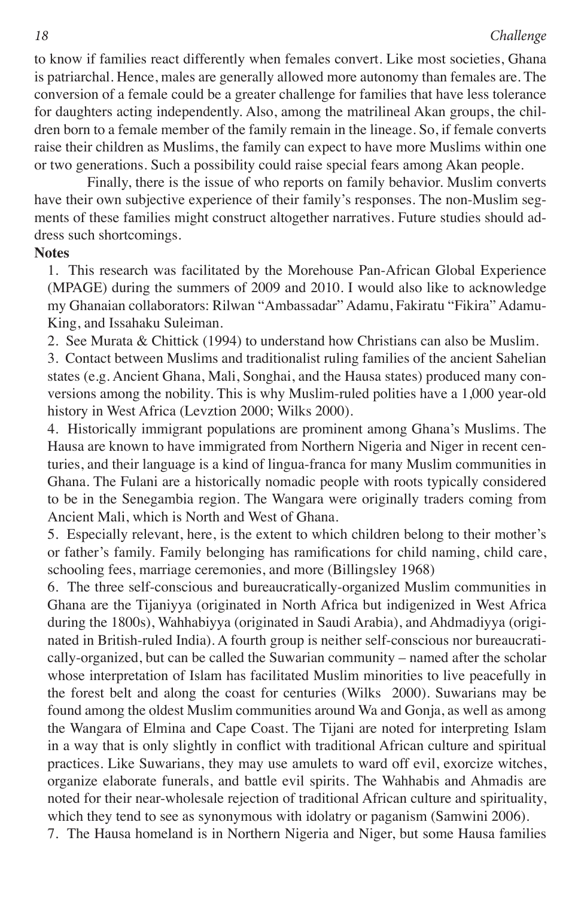to know if families react differently when females convert. Like most societies, Ghana is patriarchal. Hence, males are generally allowed more autonomy than females are. The conversion of a female could be a greater challenge for families that have less tolerance for daughters acting independently. Also, among the matrilineal Akan groups, the children born to a female member of the family remain in the lineage. So, if female converts raise their children as Muslims, the family can expect to have more Muslims within one or two generations. Such a possibility could raise special fears among Akan people.

Finally, there is the issue of who reports on family behavior. Muslim converts have their own subjective experience of their family's responses. The non-Muslim segments of these families might construct altogether narratives. Future studies should address such shortcomings.

**Notes**

1. This research was facilitated by the Morehouse Pan-African Global Experience (MPAGE) during the summers of 2009 and 2010. I would also like to acknowledge my Ghanaian collaborators: Rilwan "Ambassadar" Adamu, Fakiratu "Fikira" Adamu-King, and Issahaku Suleiman.
2. See Murata & Chittick (1994) to understand how Christians can also be Muslim.
3. Contact between Muslims and traditionalist ruling families of the ancient Sahelian states (e.g. Ancient Ghana, Mali, Songhai, and the Hausa states) produced many conversions among the nobility. This is why Muslim-ruled polities have a 1,000 year-old history in West Africa (Levztion 2000; Wilks 2000).
4. Historically immigrant populations are prominent among Ghana's Muslims. The Hausa are known to have immigrated from Northern Nigeria and Niger in recent centuries, and their language is a kind of lingua-franca for many Muslim communities in Ghana. The Fulani are a historically nomadic people with roots typically considered to be in the Senegambia region. The Wangara were originally traders coming from Ancient Mali, which is North and West of Ghana.
5. Especially relevant, here, is the extent to which children belong to their mother's or father's family. Family belonging has ramifications for child naming, child care, schooling fees, marriage ceremonies, and more (Billingsley 1968)
6. The three self-conscious and bureaucratically-organized Muslim communities in Ghana are the Tijaniyya (originated in North Africa but indigenized in West Africa during the 1800s), Wahhabiyya (originated in Saudi Arabia), and Ahdmadiyya (originated in British-ruled India). A fourth group is neither self-conscious nor bureaucratically-organized, but can be called the Suwarian community – named after the scholar whose interpretation of Islam has facilitated Muslim minorities to live peacefully in the forest belt and along the coast for centuries (Wilks 2000). Suwarians may be found among the oldest Muslim communities around Wa and Gonja, as well as among the Wangara of Elmina and Cape Coast. The Tijani are noted for interpreting Islam in a way that is only slightly in conflict with traditional African culture and spiritual practices. Like Suwarians, they may use amulets to ward off evil, exorcize witches, organize elaborate funerals, and battle evil spirits. The Wahhabis and Ahmadis are noted for their near-wholesale rejection of traditional African culture and spirituality, which they tend to see as synonymous with idolatry or paganism (Samwini 2006).
7. The Hausa homeland is in Northern Nigeria and Niger, but some Hausa families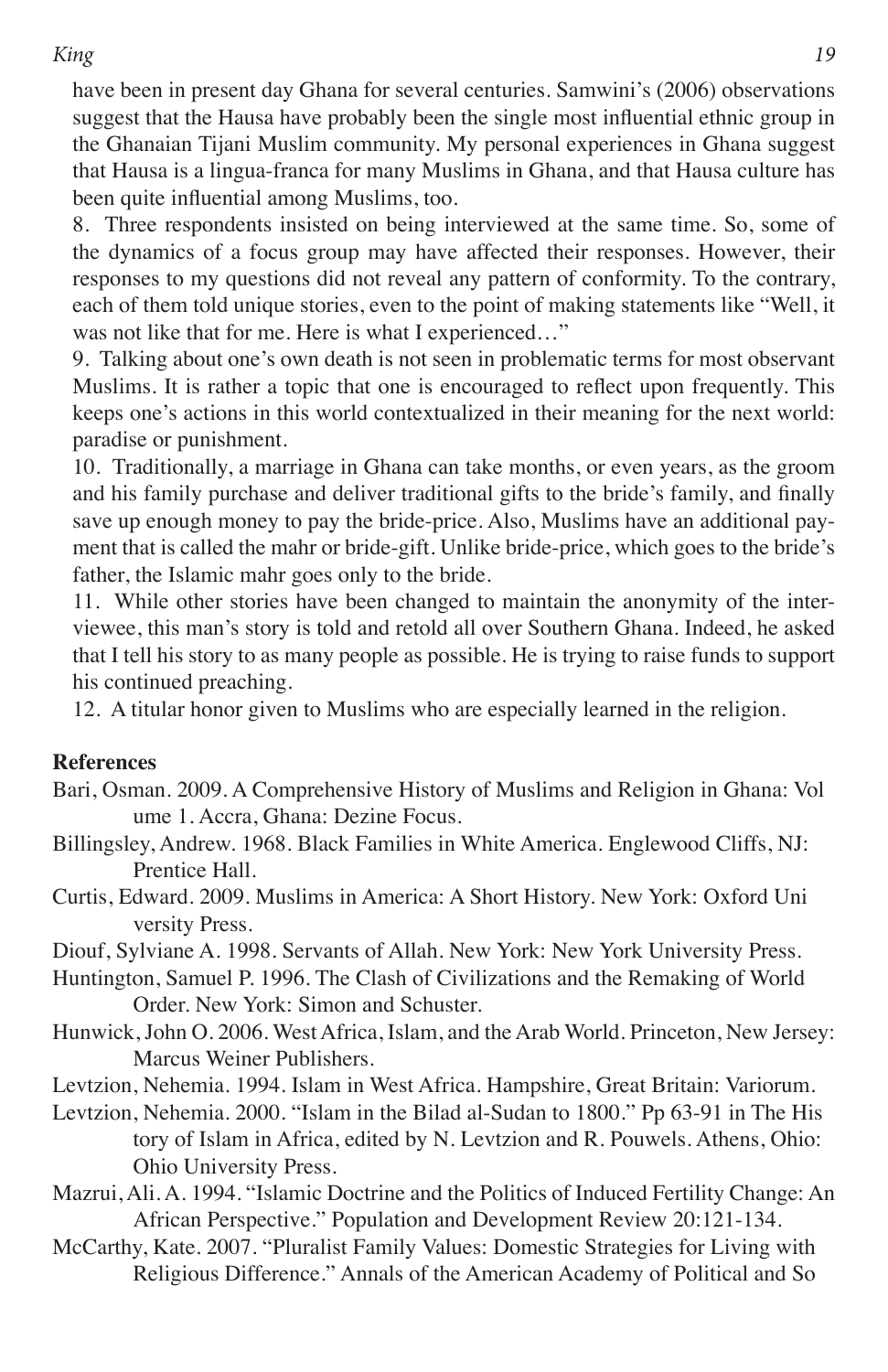have been in present day Ghana for several centuries. Samwini's (2006) observations suggest that the Hausa have probably been the single most influential ethnic group in the Ghanaian Tijani Muslim community. My personal experiences in Ghana suggest that Hausa is a lingua-franca for many Muslims in Ghana, and that Hausa culture has been quite influential among Muslims, too.

8. Three respondents insisted on being interviewed at the same time. So, some of the dynamics of a focus group may have affected their responses. However, their responses to my questions did not reveal any pattern of conformity. To the contrary, each of them told unique stories, even to the point of making statements like "Well, it was not like that for me. Here is what I experienced…"

9. Talking about one's own death is not seen in problematic terms for most observant Muslims. It is rather a topic that one is encouraged to reflect upon frequently. This keeps one's actions in this world contextualized in their meaning for the next world: paradise or punishment.

10. Traditionally, a marriage in Ghana can take months, or even years, as the groom and his family purchase and deliver traditional gifts to the bride's family, and finally save up enough money to pay the bride-price. Also, Muslims have an additional payment that is called the mahr or bride-gift. Unlike bride-price, which goes to the bride's father, the Islamic mahr goes only to the bride.

11. While other stories have been changed to maintain the anonymity of the interviewee, this man's story is told and retold all over Southern Ghana. Indeed, he asked that I tell his story to as many people as possible. He is trying to raise funds to support his continued preaching.

12. A titular honor given to Muslims who are especially learned in the religion.

**References**

Bari, Osman. 2009. A Comprehensive History of Muslims and Religion in Ghana: Volume 1. Accra, Ghana: Dezine Focus.

Billingsley, Andrew. 1968. Black Families in White America. Englewood Cliffs, NJ: Prentice Hall.

Curtis, Edward. 2009. Muslims in America: A Short History. New York: Oxford University Press.

Diouf, Sylviane A. 1998. Servants of Allah. New York: New York University Press.

Huntington, Samuel P. 1996. The Clash of Civilizations and the Remaking of World Order. New York: Simon and Schuster.

Hunwick, John O. 2006. West Africa, Islam, and the Arab World. Princeton, New Jersey: Marcus Weiner Publishers.

Levtzion, Nehemia. 1994. Islam in West Africa. Hampshire, Great Britain: Variorum.

Levtzion, Nehemia. 2000. "Islam in the Bilad al-Sudan to 1800." Pp 63-91 in The History of Islam in Africa, edited by N. Levtzion and R. Pouwels. Athens, Ohio: Ohio University Press.

Mazrui, Ali. A. 1994. "Islamic Doctrine and the Politics of Induced Fertility Change: An African Perspective." Population and Development Review 20:121-134.

McCarthy, Kate. 2007. "Pluralist Family Values: Domestic Strategies for Living with Religious Difference." Annals of the American Academy of Political and So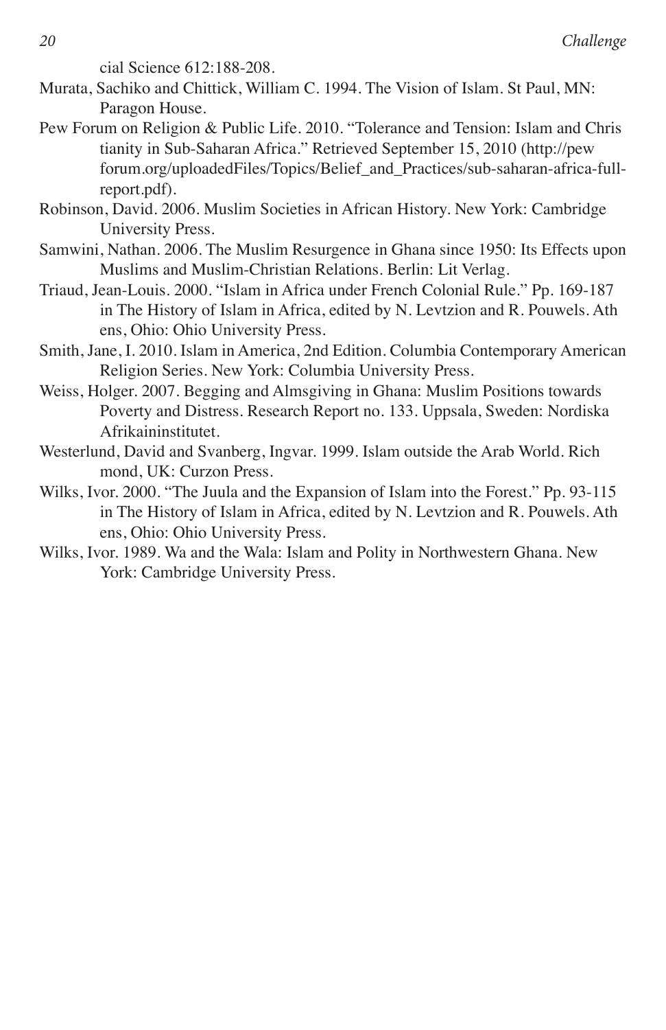cial Science 612:188-208.

Murata, Sachiko and Chittick, William C. 1994. The Vision of Islam. St Paul, MN: Paragon House.

Pew Forum on Religion & Public Life. 2010. "Tolerance and Tension: Islam and Christianity in Sub-Saharan Africa." Retrieved September 15, 2010 (http://pewforum.org/uploadedFiles/Topics/Belief_and_Practices/sub-saharan-africa-full-report.pdf).

Robinson, David. 2006. Muslim Societies in African History. New York: Cambridge University Press.

Samwini, Nathan. 2006. The Muslim Resurgence in Ghana since 1950: Its Effects upon Muslims and Muslim-Christian Relations. Berlin: Lit Verlag.

Triaud, Jean-Louis. 2000. "Islam in Africa under French Colonial Rule." Pp. 169-187 in The History of Islam in Africa, edited by N. Levtzion and R. Pouwels. Athens, Ohio: Ohio University Press.

Smith, Jane, I. 2010. Islam in America, 2nd Edition. Columbia Contemporary American Religion Series. New York: Columbia University Press.

Weiss, Holger. 2007. Begging and Almsgiving in Ghana: Muslim Positions towards Poverty and Distress. Research Report no. 133. Uppsala, Sweden: Nordiska Afrikaininstitutet.

Westerlund, David and Svanberg, Ingvar. 1999. Islam outside the Arab World. Richmond, UK: Curzon Press.

Wilks, Ivor. 2000. "The Juula and the Expansion of Islam into the Forest." Pp. 93-115 in The History of Islam in Africa, edited by N. Levtzion and R. Pouwels. Athens, Ohio: Ohio University Press.

Wilks, Ivor. 1989. Wa and the Wala: Islam and Polity in Northwestern Ghana. New York: Cambridge University Press.